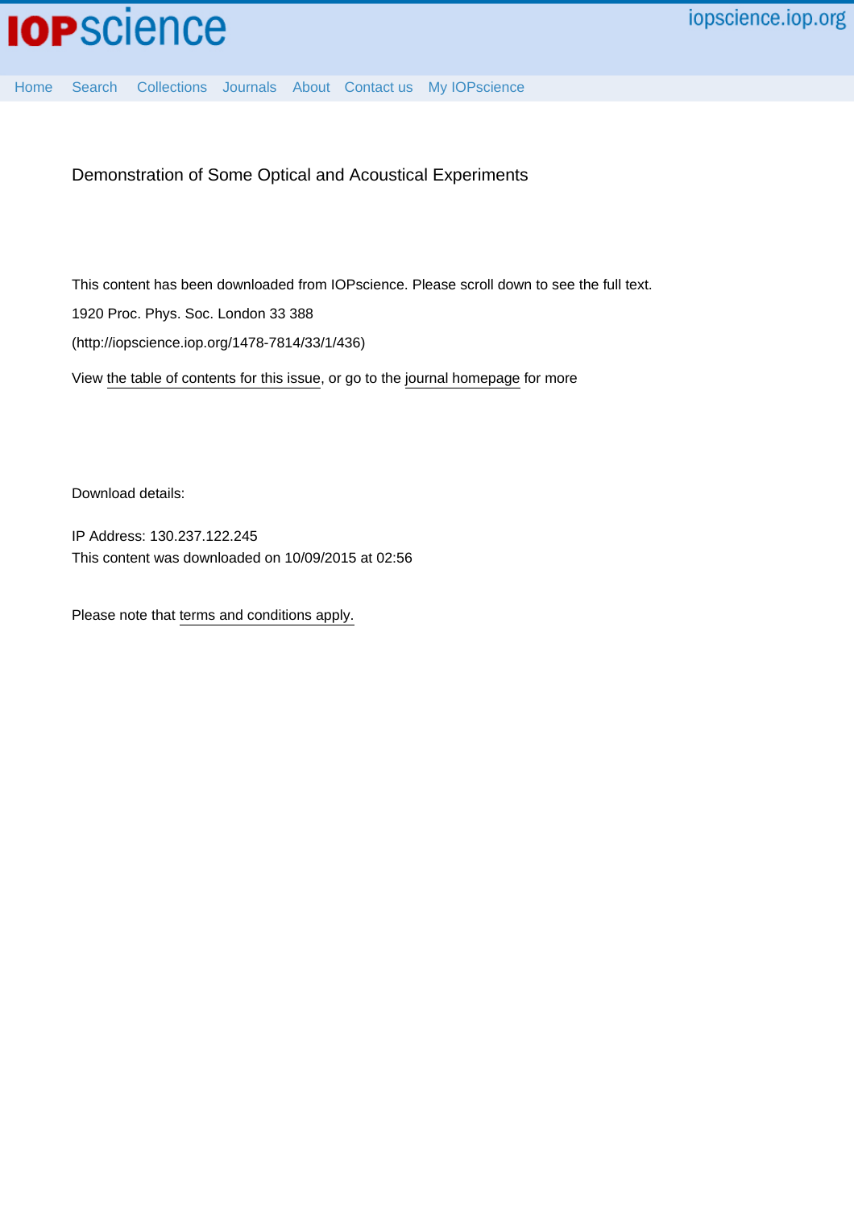# Demonstration of Some Optical and Acoustical Experiments

This content has been downloaded from IOPscience. Please scroll down to see the full text.

1920 Proc. Phys. Soc. London 33 388

(http://iopscience.iop.org/1478-7814/33/1/436)

View the table of contents for this issue, or go to the journal homepage for more

Download details:

IP Address: 130.237.122.245

This content was downloaded on 10/09/2015 at 02:56

Please note that terms and conditions apply.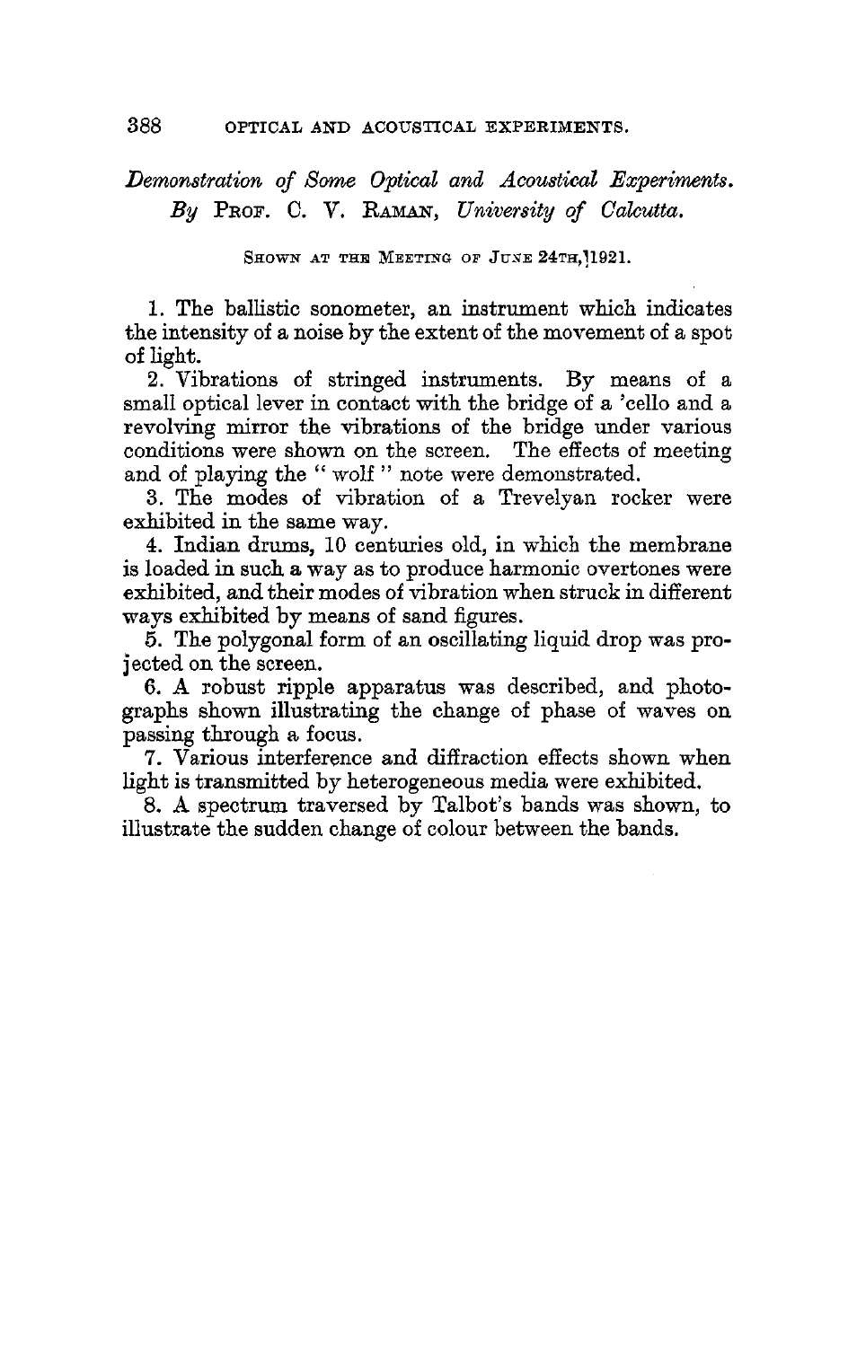*Demonstration of Some Optical and Acoustical Experiments. By* PROF. C. V. RAMAN, *University of Calcutta.*

SHOWN AT THE MEETING OF JUNE 24TH, 1921.

1. The ballistic sonometer, an instrument which indicates the intensity of a noise by the extent of the movement of a spot of light.

2. Vibrations of stringed instruments. By means of a small optical lever in contact with the bridge of a 'cello and a revolving mirror the vibrations of the bridge under various conditions were shown on the screen. The effects of meeting and of playing the " wolf " note were demonstrated.

3. The modes of vibration of a Trevelyan rocker were exhibited in the same way.

4. Indian drums, 10 centuries old, in which the membrane is loaded in such a way as to produce harmonic overtones were exhibited, and their modes of vibration when struck in different ways exhibited by means of sand figures.

5. The polygonal form of an oscillating liquid drop was projected on the screen.

6. A robust ripple apparatus was described, and photographs shown illustrating the change of phase of waves on passing through a focus.

7. Various interference and diffraction effects shown when light is transmitted by heterogeneous media were exhibited.

8. A spectrum traversed by Talbot's bands was shown, to illustrate the sudden change of colour between the bands.